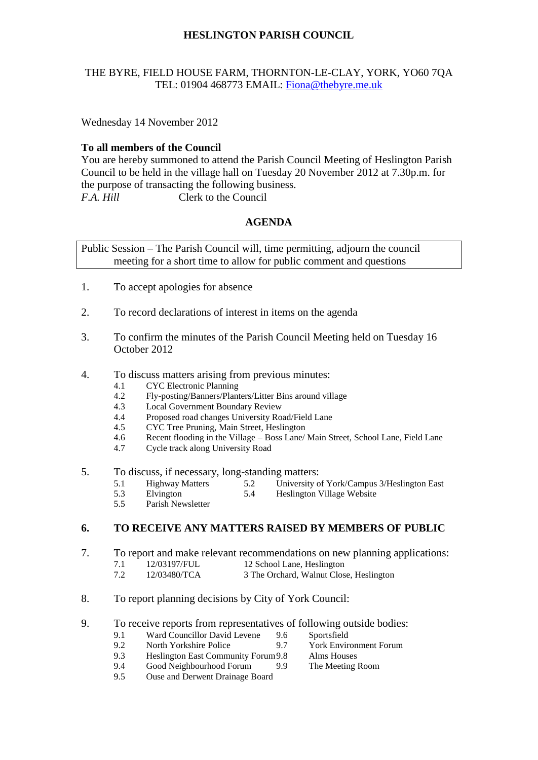# HESLINGTON PARISH COUNCIL

THE BYRE, FIELD HOUSE FARM, THORNTON-LE-CLAY, YORK, YO60 7QA
TEL: 01904 468773 EMAIL: Fiona@thebyre.me.uk

Wednesday 14 November 2012

**To all members of the Council**
You are hereby summoned to attend the Parish Council Meeting of Heslington Parish Council to be held in the village hall on Tuesday 20 November 2012 at 7.30p.m. for the purpose of transacting the following business.
*F.A. Hill* Clerk to the Council

## AGENDA

Public Session – The Parish Council will, time permitting, adjourn the council meeting for a short time to allow for public comment and questions

1. To accept apologies for absence

2. To record declarations of interest in items on the agenda

3. To confirm the minutes of the Parish Council Meeting held on Tuesday 16 October 2012

4. To discuss matters arising from previous minutes:
   - 4.1 CYC Electronic Planning
   - 4.2 Fly-posting/Banners/Planters/Litter Bins around village
   - 4.3 Local Government Boundary Review
   - 4.4 Proposed road changes University Road/Field Lane
   - 4.5 CYC Tree Pruning, Main Street, Heslington
   - 4.6 Recent flooding in the Village – Boss Lane/ Main Street, School Lane, Field Lane
   - 4.7 Cycle track along University Road

5. To discuss, if necessary, long-standing matters:
   - 5.1 Highway Matters
   - 5.2 University of York/Campus 3/Heslington East
   - 5.3 Elvington
   - 5.4 Heslington Village Website
   - 5.5 Parish Newsletter

6. **TO RECEIVE ANY MATTERS RAISED BY MEMBERS OF PUBLIC**

7. To report and make relevant recommendations on new planning applications:
   - 7.1 12/03197/FUL 12 School Lane, Heslington
   - 7.2 12/03480/TCA 3 The Orchard, Walnut Close, Heslington

8. To report planning decisions by City of York Council:

9. To receive reports from representatives of following outside bodies:
   - 9.1 Ward Councillor David Levene
   - 9.2 North Yorkshire Police
   - 9.3 Heslington East Community Forum
   - 9.4 Good Neighbourhood Forum
   - 9.5 Ouse and Derwent Drainage Board
   - 9.6 Sportsfield
   - 9.7 York Environment Forum
   - 9.8 Alms Houses
   - 9.9 The Meeting Room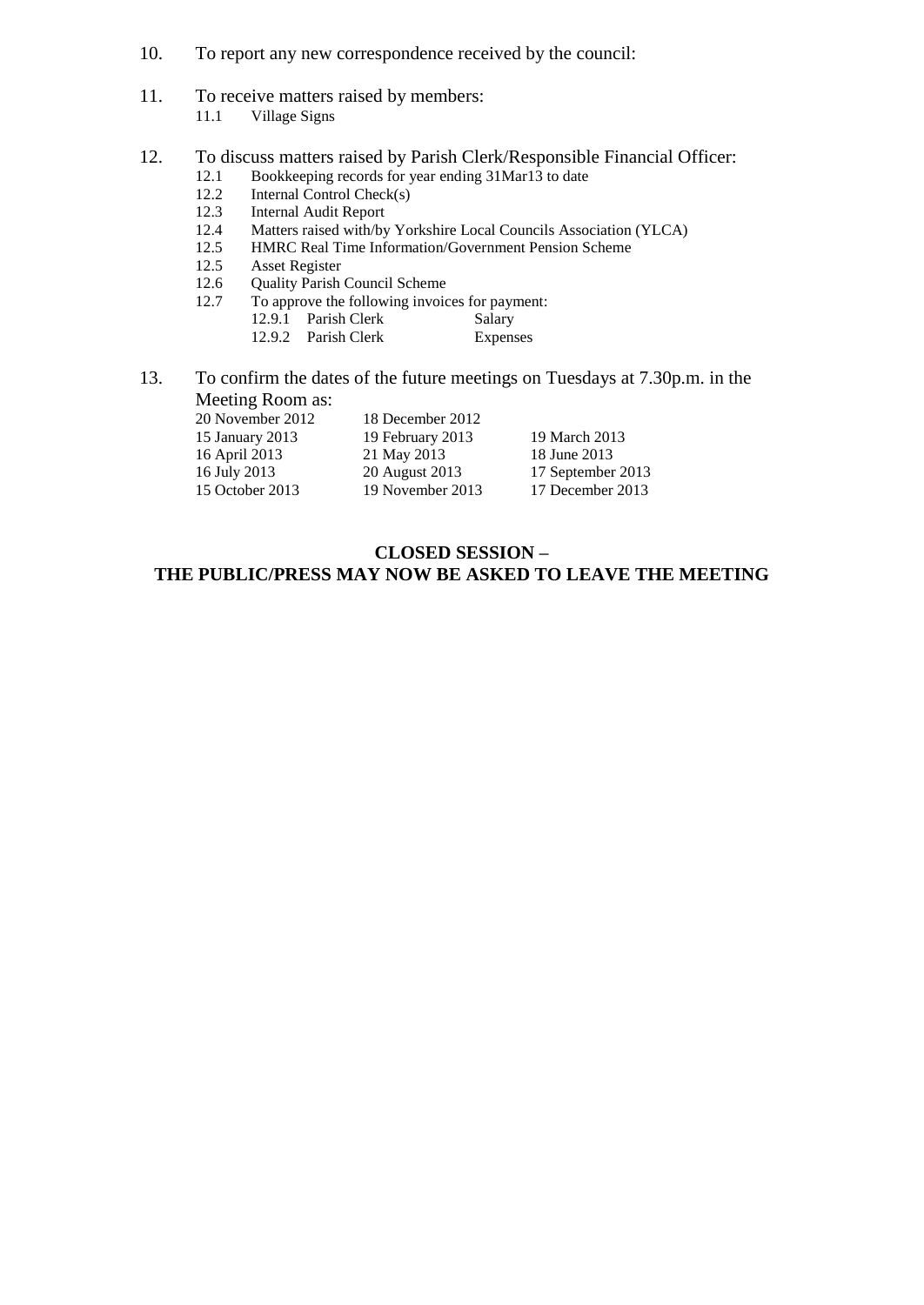10. To report any new correspondence received by the council:

11. To receive matters raised by members:
    - 11.1 Village Signs

12. To discuss matters raised by Parish Clerk/Responsible Financial Officer:
    - 12.1 Bookkeeping records for year ending 31Mar13 to date
    - 12.2 Internal Control Check(s)
    - 12.3 Internal Audit Report
    - 12.4 Matters raised with/by Yorkshire Local Councils Association (YLCA)
    - 12.5 HMRC Real Time Information/Government Pension Scheme
    - 12.5 Asset Register
    - 12.6 Quality Parish Council Scheme
    - 12.7 To approve the following invoices for payment:
        - 12.9.1 Parish Clerk Salary
        - 12.9.2 Parish Clerk Expenses

13. To confirm the dates of the future meetings on Tuesdays at 7.30p.m. in the Meeting Room as:

| | | |
|---|---|---|
| 20 November 2012 | 18 December 2012 | |
| 15 January 2013 | 19 February 2013 | 19 March 2013 |
| 16 April 2013 | 21 May 2013 | 18 June 2013 |
| 16 July 2013 | 20 August 2013 | 17 September 2013 |
| 15 October 2013 | 19 November 2013 | 17 December 2013 |

**CLOSED SESSION –**
**THE PUBLIC/PRESS MAY NOW BE ASKED TO LEAVE THE MEETING**